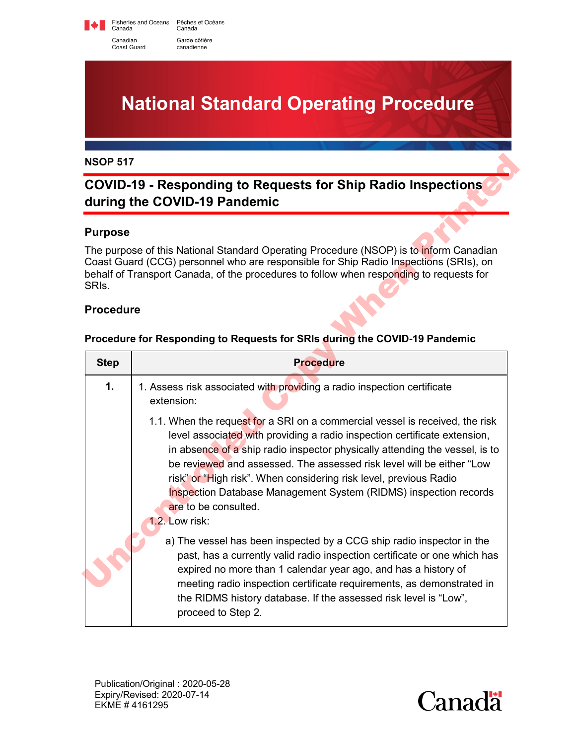Fisheries and Oceans Canada / Pêches et Océans Canada
Canadian Coast Guard / Garde côtière canadienne

# National Standard Operating Procedure

**NSOP 517**

## COVID-19 - Responding to Requests for Ship Radio Inspections during the COVID-19 Pandemic

### Purpose

The purpose of this National Standard Operating Procedure (NSOP) is to inform Canadian Coast Guard (CCG) personnel who are responsible for Ship Radio Inspections (SRIs), on behalf of Transport Canada, of the procedures to follow when responding to requests for SRIs.

### Procedure

**Procedure for Responding to Requests for SRIs during the COVID-19 Pandemic**

| Step | Procedure |
|---|---|
| **1.** | 1. Assess risk associated with providing a radio inspection certificate extension:<br><br>1.1. When the request for a SRI on a commercial vessel is received, the risk level associated with providing a radio inspection certificate extension, in absence of a ship radio inspector physically attending the vessel, is to be reviewed and assessed. The assessed risk level will be either "Low risk" or "High risk". When considering risk level, previous Radio Inspection Database Management System (RIDMS) inspection records are to be consulted.<br><br>1.2. Low risk:<br><br>a) The vessel has been inspected by a CCG ship radio inspector in the past, has a currently valid radio inspection certificate or one which has expired no more than 1 calendar year ago, and has a history of meeting radio inspection certificate requirements, as demonstrated in the RIDMS history database. If the assessed risk level is "Low", proceed to Step 2. |

Publication/Original : 2020-05-28
Expiry/Revised: 2020-07-14
EKME # 4161295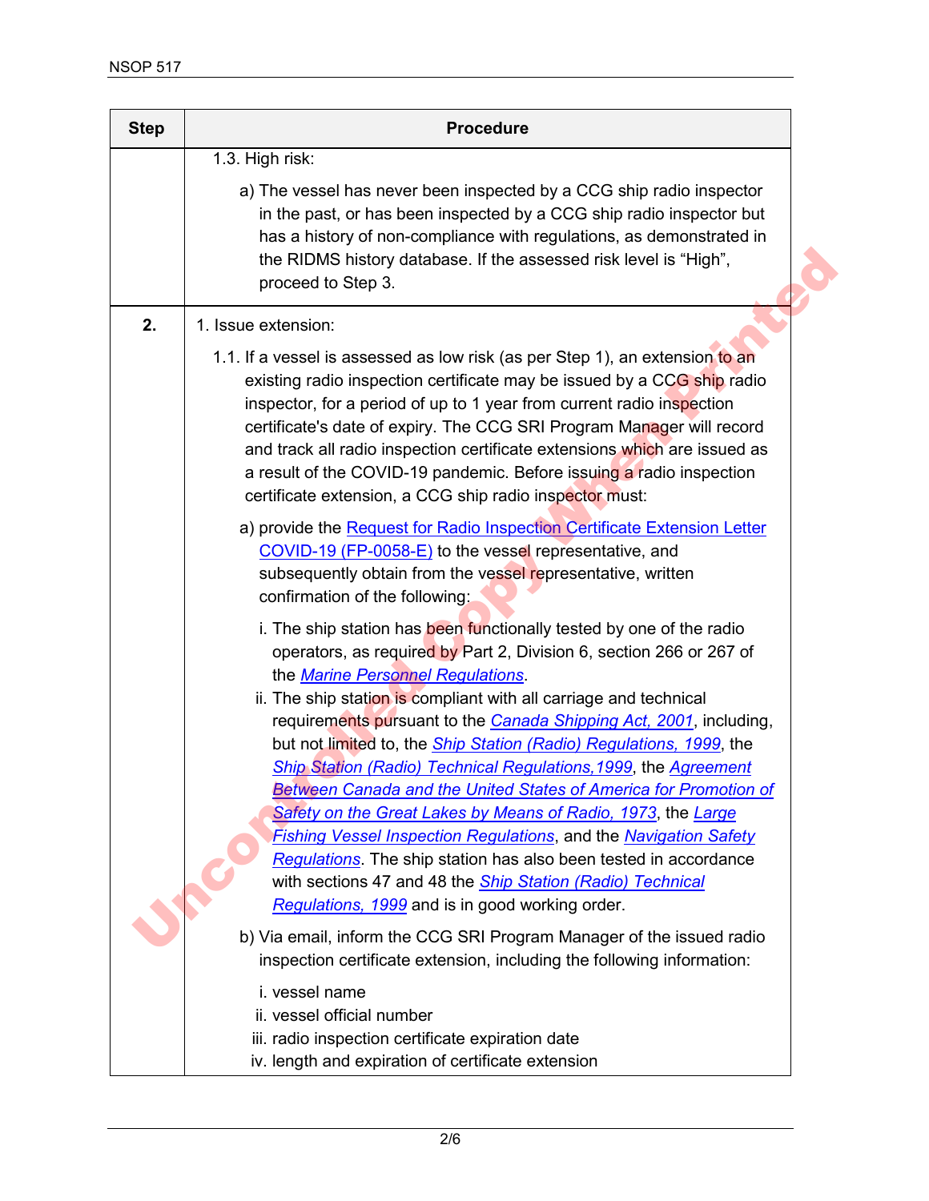| Step | Procedure |
| --- | --- |
| | 1.3. High risk:<br><br>a) The vessel has never been inspected by a CCG ship radio inspector in the past, or has been inspected by a CCG ship radio inspector but has a history of non-compliance with regulations, as demonstrated in the RIDMS history database. If the assessed risk level is "High", proceed to Step 3. |
| **2.** | 1. Issue extension:<br><br>1.1. If a vessel is assessed as low risk (as per Step 1), an extension to an existing radio inspection certificate may be issued by a CCG ship radio inspector, for a period of up to 1 year from current radio inspection certificate's date of expiry. The CCG SRI Program Manager will record and track all radio inspection certificate extensions which are issued as a result of the COVID-19 pandemic. Before issuing a radio inspection certificate extension, a CCG ship radio inspector must:<br><br>a) provide the Request for Radio Inspection Certificate Extension Letter COVID-19 (FP-0058-E) to the vessel representative, and subsequently obtain from the vessel representative, written confirmation of the following:<br><br>i. The ship station has been functionally tested by one of the radio operators, as required by Part 2, Division 6, section 266 or 267 of the *Marine Personnel Regulations*.<br>ii. The ship station is compliant with all carriage and technical requirements pursuant to the *Canada Shipping Act, 2001*, including, but not limited to, the *Ship Station (Radio) Regulations, 1999*, the *Ship Station (Radio) Technical Regulations,1999*, the *Agreement Between Canada and the United States of America for Promotion of Safety on the Great Lakes by Means of Radio, 1973*, the *Large Fishing Vessel Inspection Regulations*, and the *Navigation Safety Regulations*. The ship station has also been tested in accordance with sections 47 and 48 the *Ship Station (Radio) Technical Regulations, 1999* and is in good working order.<br><br>b) Via email, inform the CCG SRI Program Manager of the issued radio inspection certificate extension, including the following information:<br><br>i. vessel name<br>ii. vessel official number<br>iii. radio inspection certificate expiration date<br>iv. length and expiration of certificate extension |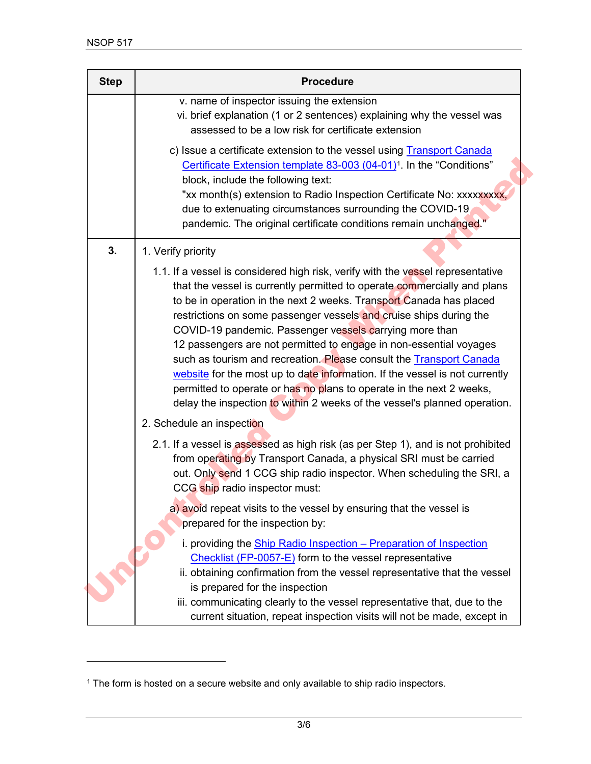| Step | Procedure |
| --- | --- |
| | v. name of inspector issuing the extension<br>vi. brief explanation (1 or 2 sentences) explaining why the vessel was assessed to be a low risk for certificate extension<br><br>c) Issue a certificate extension to the vessel using Transport Canada Certificate Extension template 83-003 (04-01)[1]. In the “Conditions” block, include the following text:<br>"xx month(s) extension to Radio Inspection Certificate No: xxxxxxxxx, due to extenuating circumstances surrounding the COVID-19 pandemic. The original certificate conditions remain unchanged." |
| **3.** | 1. Verify priority<br><br>1.1. If a vessel is considered high risk, verify with the vessel representative that the vessel is currently permitted to operate commercially and plans to be in operation in the next 2 weeks. Transport Canada has placed restrictions on some passenger vessels and cruise ships during the COVID-19 pandemic. Passenger vessels carrying more than 12 passengers are not permitted to engage in non-essential voyages such as tourism and recreation. Please consult the Transport Canada website for the most up to date information. If the vessel is not currently permitted to operate or has no plans to operate in the next 2 weeks, delay the inspection to within 2 weeks of the vessel's planned operation.<br><br>2. Schedule an inspection<br><br>2.1. If a vessel is assessed as high risk (as per Step 1), and is not prohibited from operating by Transport Canada, a physical SRI must be carried out. Only send 1 CCG ship radio inspector. When scheduling the SRI, a CCG ship radio inspector must:<br><br>a) avoid repeat visits to the vessel by ensuring that the vessel is prepared for the inspection by:<br><br>i. providing the Ship Radio Inspection – Preparation of Inspection Checklist (FP-0057-E) form to the vessel representative<br>ii. obtaining confirmation from the vessel representative that the vessel is prepared for the inspection<br>iii. communicating clearly to the vessel representative that, due to the current situation, repeat inspection visits will not be made, except in |

[1] The form is hosted on a secure website and only available to ship radio inspectors.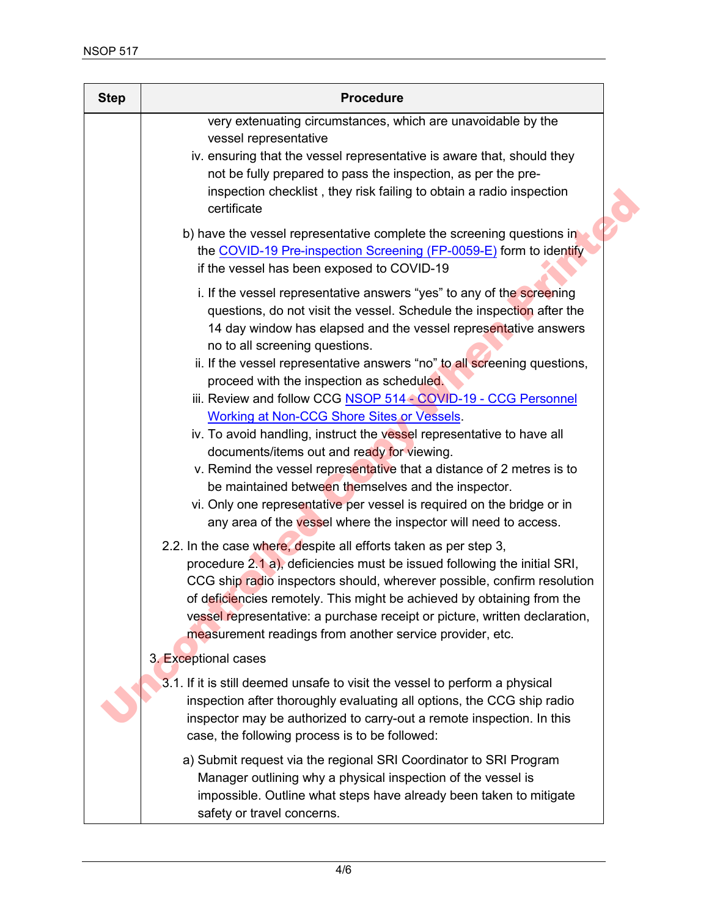| Step | Procedure |
| --- | --- |
| | very extenuating circumstances, which are unavoidable by the vessel representative<br>iv. ensuring that the vessel representative is aware that, should they not be fully prepared to pass the inspection, as per the pre-inspection checklist , they risk failing to obtain a radio inspection certificate<br><br>b) have the vessel representative complete the screening questions in the COVID-19 Pre-inspection Screening (FP-0059-E) form to identify if the vessel has been exposed to COVID-19<br><br>i. If the vessel representative answers "yes" to any of the screening questions, do not visit the vessel. Schedule the inspection after the 14 day window has elapsed and the vessel representative answers no to all screening questions.<br>ii. If the vessel representative answers "no" to all screening questions, proceed with the inspection as scheduled.<br>iii. Review and follow CCG NSOP 514 - COVID-19 - CCG Personnel Working at Non-CCG Shore Sites or Vessels.<br>iv. To avoid handling, instruct the vessel representative to have all documents/items out and ready for viewing.<br>v. Remind the vessel representative that a distance of 2 metres is to be maintained between themselves and the inspector.<br>vi. Only one representative per vessel is required on the bridge or in any area of the vessel where the inspector will need to access.<br><br>2.2. In the case where, despite all efforts taken as per step 3, procedure 2.1 a), deficiencies must be issued following the initial SRI, CCG ship radio inspectors should, wherever possible, confirm resolution of deficiencies remotely. This might be achieved by obtaining from the vessel representative: a purchase receipt or picture, written declaration, measurement readings from another service provider, etc.<br><br>3. Exceptional cases<br><br>3.1. If it is still deemed unsafe to visit the vessel to perform a physical inspection after thoroughly evaluating all options, the CCG ship radio inspector may be authorized to carry-out a remote inspection. In this case, the following process is to be followed:<br><br>a) Submit request via the regional SRI Coordinator to SRI Program Manager outlining why a physical inspection of the vessel is impossible. Outline what steps have already been taken to mitigate safety or travel concerns. |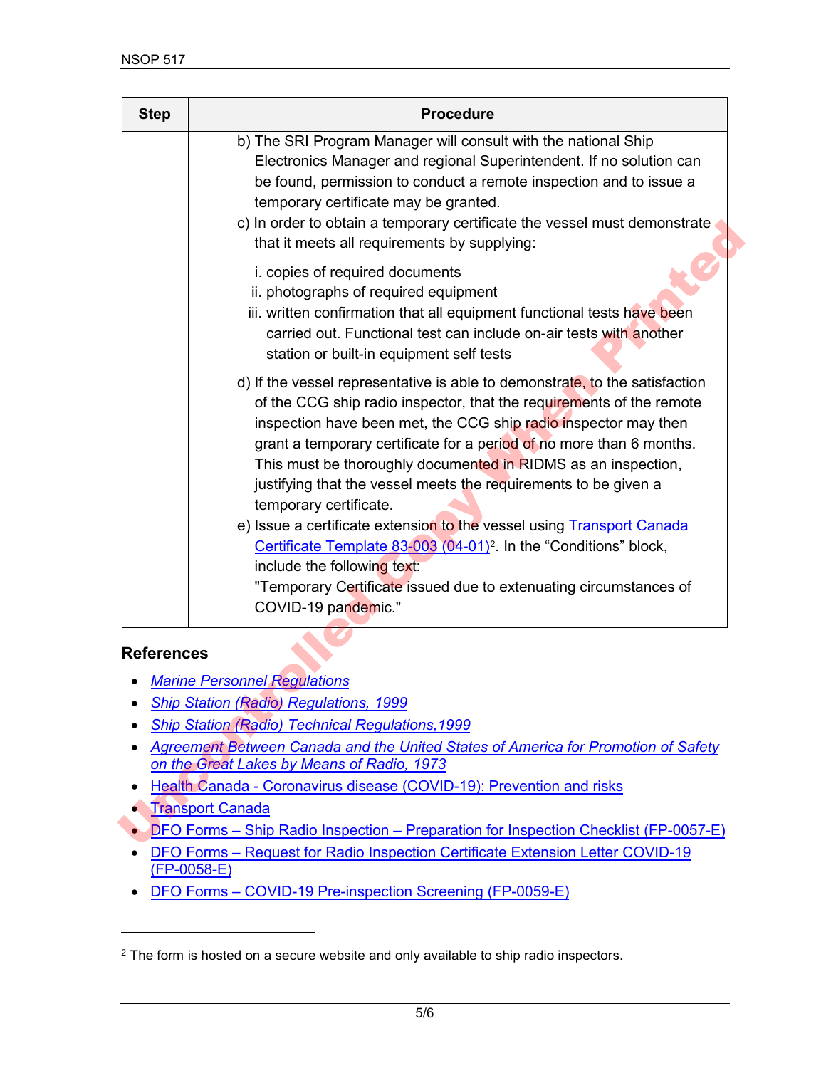| Step | Procedure |
|---|---|
| | b) The SRI Program Manager will consult with the national Ship Electronics Manager and regional Superintendent. If no solution can be found, permission to conduct a remote inspection and to issue a temporary certificate may be granted.<br>c) In order to obtain a temporary certificate the vessel must demonstrate that it meets all requirements by supplying:<br>i. copies of required documents<br>ii. photographs of required equipment<br>iii. written confirmation that all equipment functional tests have been carried out. Functional test can include on-air tests with another station or built-in equipment self tests<br>d) If the vessel representative is able to demonstrate, to the satisfaction of the CCG ship radio inspector, that the requirements of the remote inspection have been met, the CCG ship radio inspector may then grant a temporary certificate for a period of no more than 6 months. This must be thoroughly documented in RIDMS as an inspection, justifying that the vessel meets the requirements to be given a temporary certificate.<br>e) Issue a certificate extension to the vessel using Transport Canada Certificate Template 83-003 (04-01)[2]. In the "Conditions" block, include the following text:<br>"Temporary Certificate issued due to extenuating circumstances of COVID-19 pandemic." |

## References

- *Marine Personnel Regulations*
- *Ship Station (Radio) Regulations, 1999*
- *Ship Station (Radio) Technical Regulations,1999*
- *Agreement Between Canada and the United States of America for Promotion of Safety on the Great Lakes by Means of Radio, 1973*
- Health Canada - Coronavirus disease (COVID-19): Prevention and risks
- Transport Canada
- DFO Forms – Ship Radio Inspection – Preparation for Inspection Checklist (FP-0057-E)
- DFO Forms – Request for Radio Inspection Certificate Extension Letter COVID-19 (FP-0058-E)
- DFO Forms – COVID-19 Pre-inspection Screening (FP-0059-E)

[2] The form is hosted on a secure website and only available to ship radio inspectors.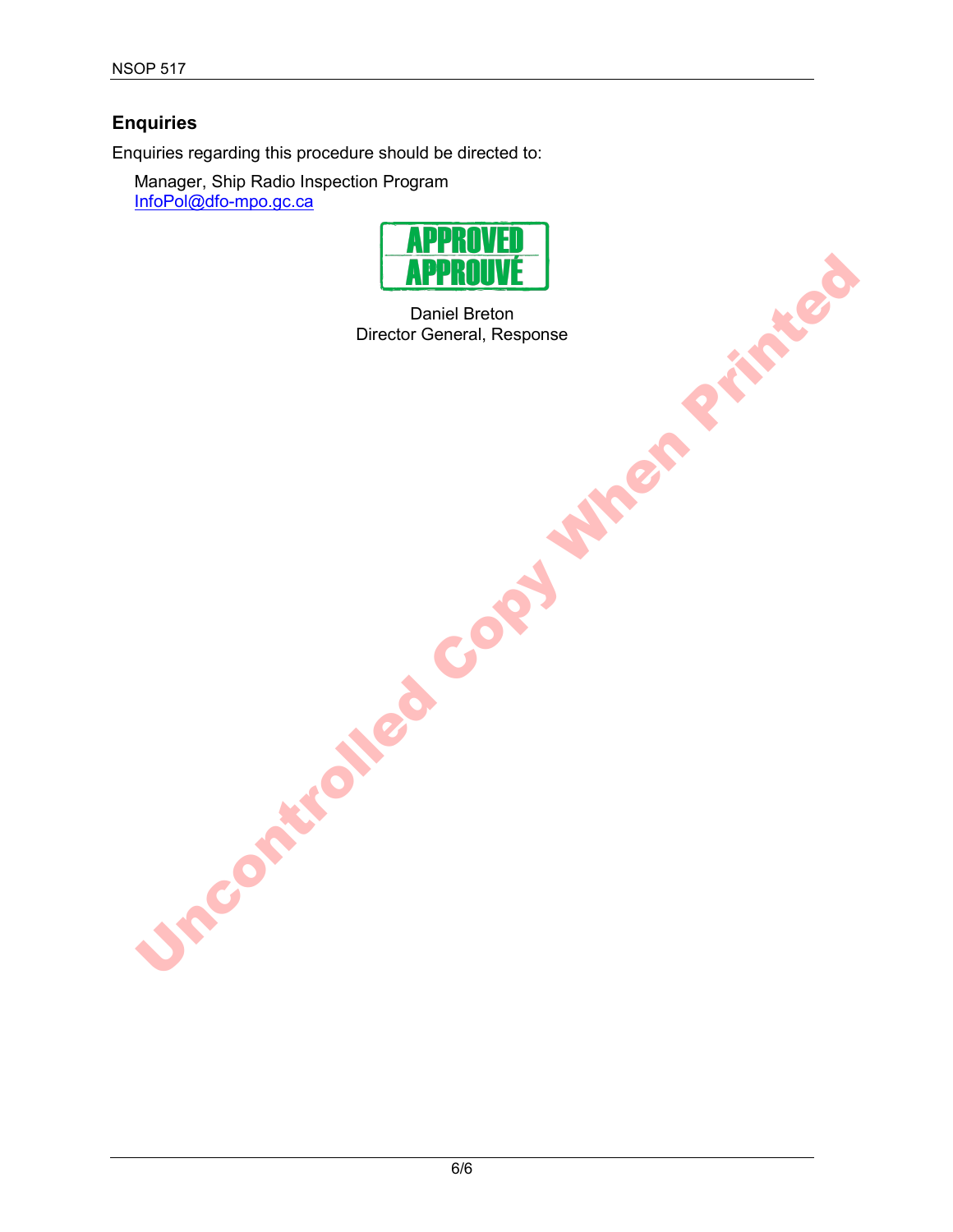## Enquiries

Enquiries regarding this procedure should be directed to:

Manager, Ship Radio Inspection Program
InfoPol@dfo-mpo.gc.ca

APPROVED
APPROUVÉ

Daniel Breton
Director General, Response